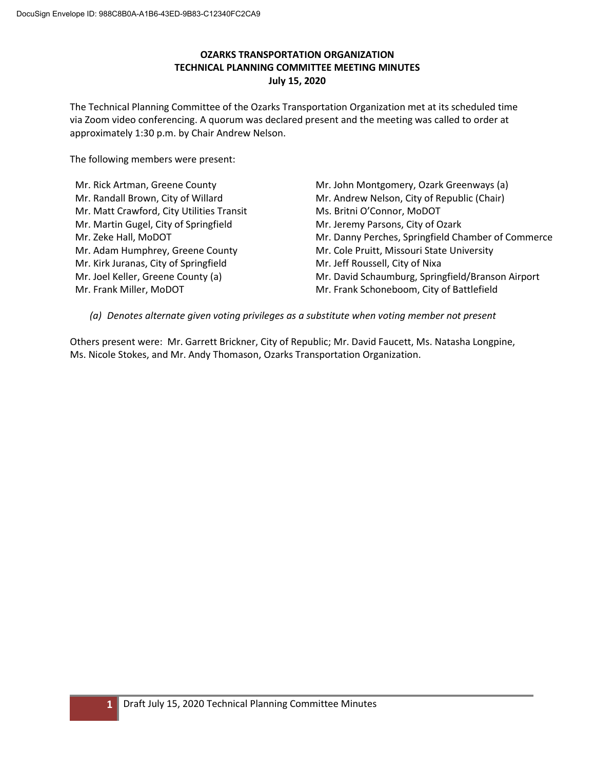# OZARKS TRANSPORTATION ORGANIZATION
## TECHNICAL PLANNING COMMITTEE MEETING MINUTES
### July 15, 2020

The Technical Planning Committee of the Ozarks Transportation Organization met at its scheduled time via Zoom video conferencing. A quorum was declared present and the meeting was called to order at approximately 1:30 p.m. by Chair Andrew Nelson.

The following members were present:

- Mr. Rick Artman, Greene County
- Mr. Randall Brown, City of Willard
- Mr. Matt Crawford, City Utilities Transit
- Mr. Martin Gugel, City of Springfield
- Mr. Zeke Hall, MoDOT
- Mr. Adam Humphrey, Greene County
- Mr. Kirk Juranas, City of Springfield
- Mr. Joel Keller, Greene County (a)
- Mr. Frank Miller, MoDOT
- Mr. John Montgomery, Ozark Greenways (a)
- Mr. Andrew Nelson, City of Republic (Chair)
- Ms. Britni O'Connor, MoDOT
- Mr. Jeremy Parsons, City of Ozark
- Mr. Danny Perches, Springfield Chamber of Commerce
- Mr. Cole Pruitt, Missouri State University
- Mr. Jeff Roussell, City of Nixa
- Mr. David Schaumburg, Springfield/Branson Airport
- Mr. Frank Schoneboom, City of Battlefield

*(a) Denotes alternate given voting privileges as a substitute when voting member not present*

Others present were: Mr. Garrett Brickner, City of Republic; Mr. David Faucett, Ms. Natasha Longpine, Ms. Nicole Stokes, and Mr. Andy Thomason, Ozarks Transportation Organization.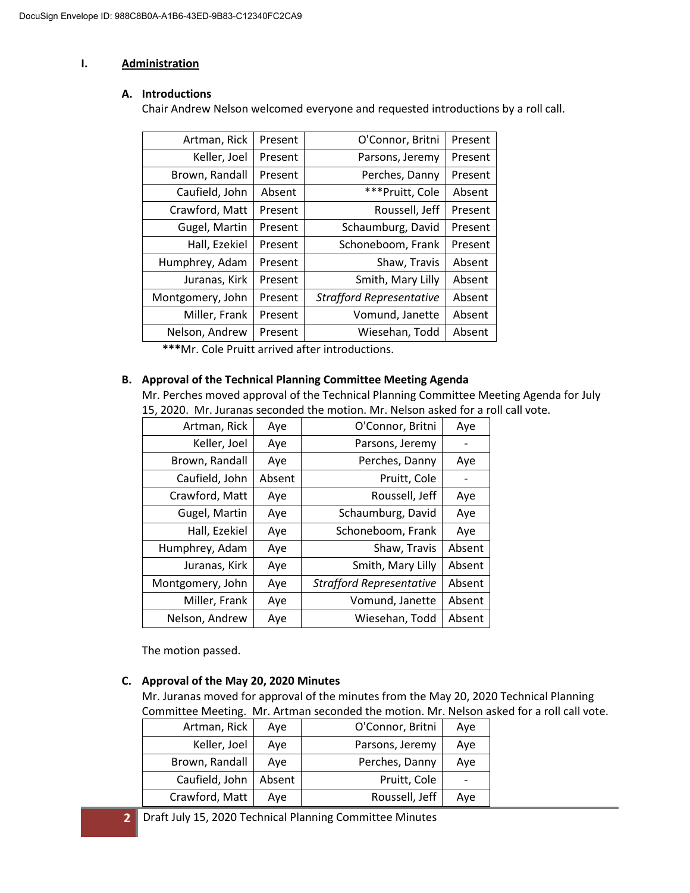DocuSign Envelope ID: 988C8B0A-A1B6-43ED-9B83-C12340FC2CA9

# I. Administration

### A. Introductions

Chair Andrew Nelson welcomed everyone and requested introductions by a roll call.

| | | | |
|---|---|---|---|
| Artman, Rick | Present | O'Connor, Britni | Present |
| Keller, Joel | Present | Parsons, Jeremy | Present |
| Brown, Randall | Present | Perches, Danny | Present |
| Caufield, John | Absent | ***Pruitt, Cole | Absent |
| Crawford, Matt | Present | Roussell, Jeff | Present |
| Gugel, Martin | Present | Schaumburg, David | Present |
| Hall, Ezekiel | Present | Schoneboom, Frank | Present |
| Humphrey, Adam | Present | Shaw, Travis | Absent |
| Juranas, Kirk | Present | Smith, Mary Lilly | Absent |
| Montgomery, John | Present | *Strafford Representative* | Absent |
| Miller, Frank | Present | Vomund, Janette | Absent |
| Nelson, Andrew | Present | Wiesehan, Todd | Absent |

***Mr. Cole Pruitt arrived after introductions.

### B. Approval of the Technical Planning Committee Meeting Agenda

Mr. Perches moved approval of the Technical Planning Committee Meeting Agenda for July 15, 2020. Mr. Juranas seconded the motion. Mr. Nelson asked for a roll call vote.

| | | | |
|---|---|---|---|
| Artman, Rick | Aye | O'Connor, Britni | Aye |
| Keller, Joel | Aye | Parsons, Jeremy | - |
| Brown, Randall | Aye | Perches, Danny | Aye |
| Caufield, John | Absent | Pruitt, Cole | - |
| Crawford, Matt | Aye | Roussell, Jeff | Aye |
| Gugel, Martin | Aye | Schaumburg, David | Aye |
| Hall, Ezekiel | Aye | Schoneboom, Frank | Aye |
| Humphrey, Adam | Aye | Shaw, Travis | Absent |
| Juranas, Kirk | Aye | Smith, Mary Lilly | Absent |
| Montgomery, John | Aye | *Strafford Representative* | Absent |
| Miller, Frank | Aye | Vomund, Janette | Absent |
| Nelson, Andrew | Aye | Wiesehan, Todd | Absent |

The motion passed.

### C. Approval of the May 20, 2020 Minutes

Mr. Juranas moved for approval of the minutes from the May 20, 2020 Technical Planning Committee Meeting. Mr. Artman seconded the motion. Mr. Nelson asked for a roll call vote.

| | | | |
|---|---|---|---|
| Artman, Rick | Aye | O'Connor, Britni | Aye |
| Keller, Joel | Aye | Parsons, Jeremy | Aye |
| Brown, Randall | Aye | Perches, Danny | Aye |
| Caufield, John | Absent | Pruitt, Cole | - |
| Crawford, Matt | Aye | Roussell, Jeff | Aye |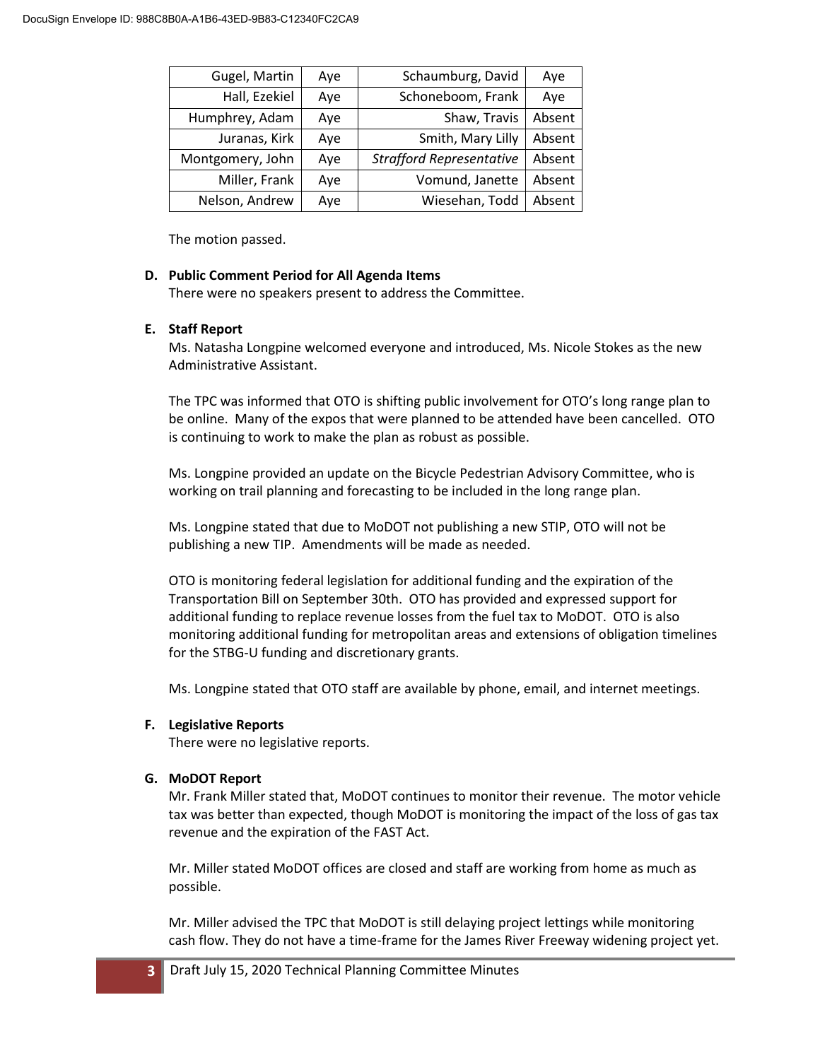| | | | |
|---|---|---|---|
| Gugel, Martin | Aye | Schaumburg, David | Aye |
| Hall, Ezekiel | Aye | Schoneboom, Frank | Aye |
| Humphrey, Adam | Aye | Shaw, Travis | Absent |
| Juranas, Kirk | Aye | Smith, Mary Lilly | Absent |
| Montgomery, John | Aye | *Strafford Representative* | Absent |
| Miller, Frank | Aye | Vomund, Janette | Absent |
| Nelson, Andrew | Aye | Wiesehan, Todd | Absent |

The motion passed.

**D. Public Comment Period for All Agenda Items**

There were no speakers present to address the Committee.

**E. Staff Report**

Ms. Natasha Longpine welcomed everyone and introduced, Ms. Nicole Stokes as the new Administrative Assistant.

The TPC was informed that OTO is shifting public involvement for OTO's long range plan to be online. Many of the expos that were planned to be attended have been cancelled. OTO is continuing to work to make the plan as robust as possible.

Ms. Longpine provided an update on the Bicycle Pedestrian Advisory Committee, who is working on trail planning and forecasting to be included in the long range plan.

Ms. Longpine stated that due to MoDOT not publishing a new STIP, OTO will not be publishing a new TIP. Amendments will be made as needed.

OTO is monitoring federal legislation for additional funding and the expiration of the Transportation Bill on September 30th. OTO has provided and expressed support for additional funding to replace revenue losses from the fuel tax to MoDOT. OTO is also monitoring additional funding for metropolitan areas and extensions of obligation timelines for the STBG-U funding and discretionary grants.

Ms. Longpine stated that OTO staff are available by phone, email, and internet meetings.

**F. Legislative Reports**

There were no legislative reports.

**G. MoDOT Report**

Mr. Frank Miller stated that, MoDOT continues to monitor their revenue. The motor vehicle tax was better than expected, though MoDOT is monitoring the impact of the loss of gas tax revenue and the expiration of the FAST Act.

Mr. Miller stated MoDOT offices are closed and staff are working from home as much as possible.

Mr. Miller advised the TPC that MoDOT is still delaying project lettings while monitoring cash flow. They do not have a time-frame for the James River Freeway widening project yet.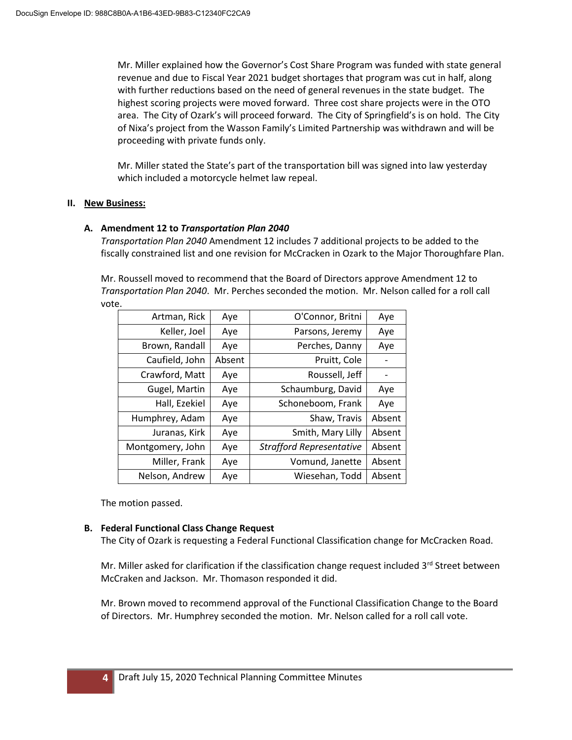Mr. Miller explained how the Governor's Cost Share Program was funded with state general revenue and due to Fiscal Year 2021 budget shortages that program was cut in half, along with further reductions based on the need of general revenues in the state budget. The highest scoring projects were moved forward. Three cost share projects were in the OTO area. The City of Ozark's will proceed forward. The City of Springfield's is on hold. The City of Nixa's project from the Wasson Family's Limited Partnership was withdrawn and will be proceeding with private funds only.

Mr. Miller stated the State's part of the transportation bill was signed into law yesterday which included a motorcycle helmet law repeal.

## II. New Business:

### A. Amendment 12 to *Transportation Plan 2040*

*Transportation Plan 2040* Amendment 12 includes 7 additional projects to be added to the fiscally constrained list and one revision for McCracken in Ozark to the Major Thoroughfare Plan.

Mr. Roussell moved to recommend that the Board of Directors approve Amendment 12 to *Transportation Plan 2040*. Mr. Perches seconded the motion. Mr. Nelson called for a roll call vote.

| | | | |
|---|---|---|---|
| Artman, Rick | Aye | O'Connor, Britni | Aye |
| Keller, Joel | Aye | Parsons, Jeremy | Aye |
| Brown, Randall | Aye | Perches, Danny | Aye |
| Caufield, John | Absent | Pruitt, Cole | - |
| Crawford, Matt | Aye | Roussell, Jeff | - |
| Gugel, Martin | Aye | Schaumburg, David | Aye |
| Hall, Ezekiel | Aye | Schoneboom, Frank | Aye |
| Humphrey, Adam | Aye | Shaw, Travis | Absent |
| Juranas, Kirk | Aye | Smith, Mary Lilly | Absent |
| Montgomery, John | Aye | *Strafford Representative* | Absent |
| Miller, Frank | Aye | Vomund, Janette | Absent |
| Nelson, Andrew | Aye | Wiesehan, Todd | Absent |

The motion passed.

### B. Federal Functional Class Change Request

The City of Ozark is requesting a Federal Functional Classification change for McCracken Road.

Mr. Miller asked for clarification if the classification change request included 3rd Street between McCraken and Jackson. Mr. Thomason responded it did.

Mr. Brown moved to recommend approval of the Functional Classification Change to the Board of Directors. Mr. Humphrey seconded the motion. Mr. Nelson called for a roll call vote.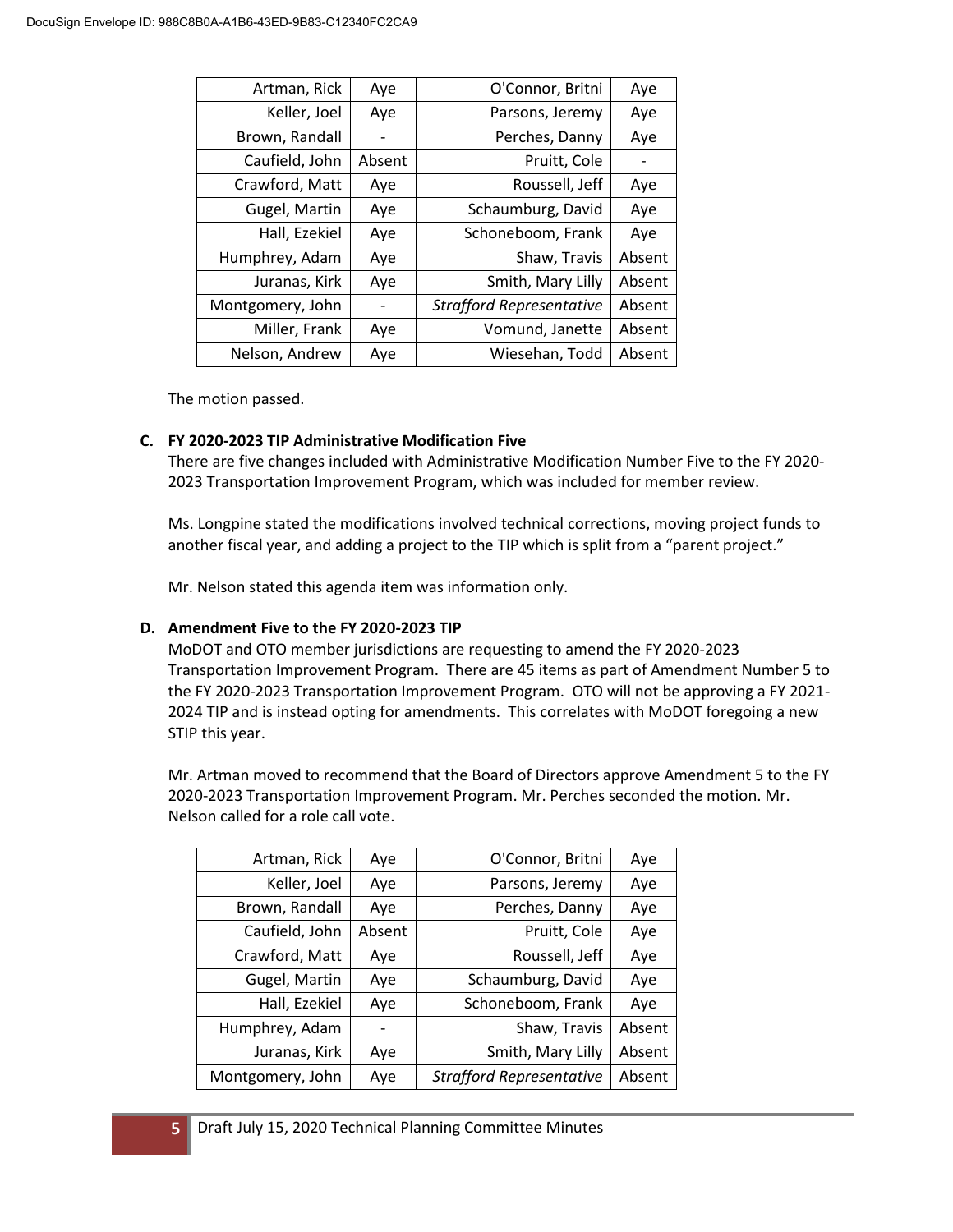| Artman, Rick | Aye | O'Connor, Britni | Aye |
|---|---|---|---|
| Keller, Joel | Aye | Parsons, Jeremy | Aye |
| Brown, Randall | - | Perches, Danny | Aye |
| Caufield, John | Absent | Pruitt, Cole | - |
| Crawford, Matt | Aye | Roussell, Jeff | Aye |
| Gugel, Martin | Aye | Schaumburg, David | Aye |
| Hall, Ezekiel | Aye | Schoneboom, Frank | Aye |
| Humphrey, Adam | Aye | Shaw, Travis | Absent |
| Juranas, Kirk | Aye | Smith, Mary Lilly | Absent |
| Montgomery, John | - | *Strafford Representative* | Absent |
| Miller, Frank | Aye | Vomund, Janette | Absent |
| Nelson, Andrew | Aye | Wiesehan, Todd | Absent |

The motion passed.

**C. FY 2020-2023 TIP Administrative Modification Five**

There are five changes included with Administrative Modification Number Five to the FY 2020-2023 Transportation Improvement Program, which was included for member review.

Ms. Longpine stated the modifications involved technical corrections, moving project funds to another fiscal year, and adding a project to the TIP which is split from a "parent project."

Mr. Nelson stated this agenda item was information only.

**D. Amendment Five to the FY 2020-2023 TIP**

MoDOT and OTO member jurisdictions are requesting to amend the FY 2020-2023 Transportation Improvement Program. There are 45 items as part of Amendment Number 5 to the FY 2020-2023 Transportation Improvement Program. OTO will not be approving a FY 2021-2024 TIP and is instead opting for amendments. This correlates with MoDOT foregoing a new STIP this year.

Mr. Artman moved to recommend that the Board of Directors approve Amendment 5 to the FY 2020-2023 Transportation Improvement Program. Mr. Perches seconded the motion. Mr. Nelson called for a role call vote.

| Artman, Rick | Aye | O'Connor, Britni | Aye |
|---|---|---|---|
| Keller, Joel | Aye | Parsons, Jeremy | Aye |
| Brown, Randall | Aye | Perches, Danny | Aye |
| Caufield, John | Absent | Pruitt, Cole | Aye |
| Crawford, Matt | Aye | Roussell, Jeff | Aye |
| Gugel, Martin | Aye | Schaumburg, David | Aye |
| Hall, Ezekiel | Aye | Schoneboom, Frank | Aye |
| Humphrey, Adam | - | Shaw, Travis | Absent |
| Juranas, Kirk | Aye | Smith, Mary Lilly | Absent |
| Montgomery, John | Aye | *Strafford Representative* | Absent |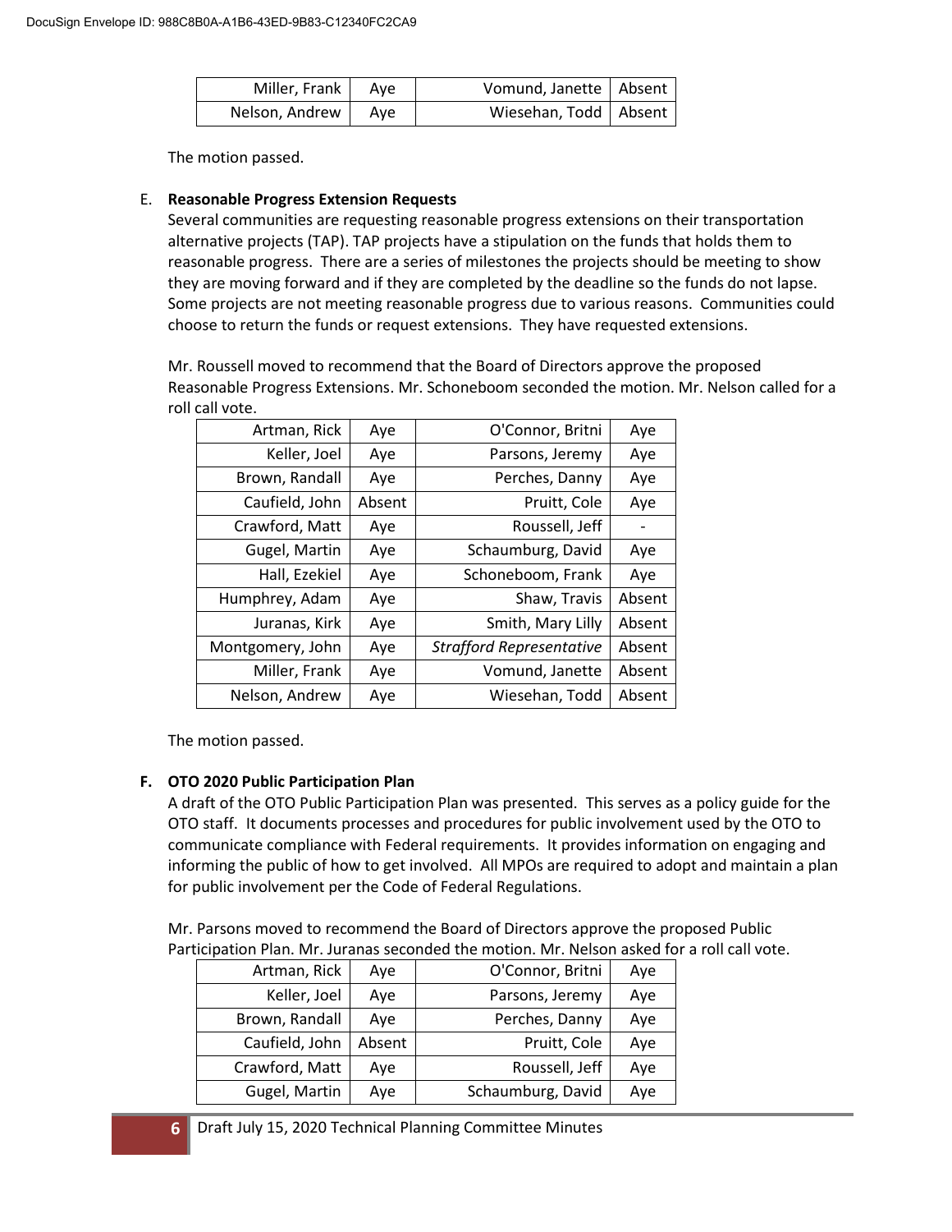| Miller, Frank | Aye | Vomund, Janette | Absent |
|---|---|---|---|
| Nelson, Andrew | Aye | Wiesehan, Todd | Absent |

The motion passed.

E. **Reasonable Progress Extension Requests**

Several communities are requesting reasonable progress extensions on their transportation alternative projects (TAP). TAP projects have a stipulation on the funds that holds them to reasonable progress. There are a series of milestones the projects should be meeting to show they are moving forward and if they are completed by the deadline so the funds do not lapse. Some projects are not meeting reasonable progress due to various reasons. Communities could choose to return the funds or request extensions. They have requested extensions.

Mr. Roussell moved to recommend that the Board of Directors approve the proposed Reasonable Progress Extensions. Mr. Schoneboom seconded the motion. Mr. Nelson called for a roll call vote.

| Artman, Rick | Aye | O'Connor, Britni | Aye |
|---|---|---|---|
| Keller, Joel | Aye | Parsons, Jeremy | Aye |
| Brown, Randall | Aye | Perches, Danny | Aye |
| Caufield, John | Absent | Pruitt, Cole | Aye |
| Crawford, Matt | Aye | Roussell, Jeff | - |
| Gugel, Martin | Aye | Schaumburg, David | Aye |
| Hall, Ezekiel | Aye | Schoneboom, Frank | Aye |
| Humphrey, Adam | Aye | Shaw, Travis | Absent |
| Juranas, Kirk | Aye | Smith, Mary Lilly | Absent |
| Montgomery, John | Aye | *Strafford Representative* | Absent |
| Miller, Frank | Aye | Vomund, Janette | Absent |
| Nelson, Andrew | Aye | Wiesehan, Todd | Absent |

The motion passed.

**F. OTO 2020 Public Participation Plan**

A draft of the OTO Public Participation Plan was presented. This serves as a policy guide for the OTO staff. It documents processes and procedures for public involvement used by the OTO to communicate compliance with Federal requirements. It provides information on engaging and informing the public of how to get involved. All MPOs are required to adopt and maintain a plan for public involvement per the Code of Federal Regulations.

Mr. Parsons moved to recommend the Board of Directors approve the proposed Public Participation Plan. Mr. Juranas seconded the motion. Mr. Nelson asked for a roll call vote.

| Artman, Rick | Aye | O'Connor, Britni | Aye |
|---|---|---|---|
| Keller, Joel | Aye | Parsons, Jeremy | Aye |
| Brown, Randall | Aye | Perches, Danny | Aye |
| Caufield, John | Absent | Pruitt, Cole | Aye |
| Crawford, Matt | Aye | Roussell, Jeff | Aye |
| Gugel, Martin | Aye | Schaumburg, David | Aye |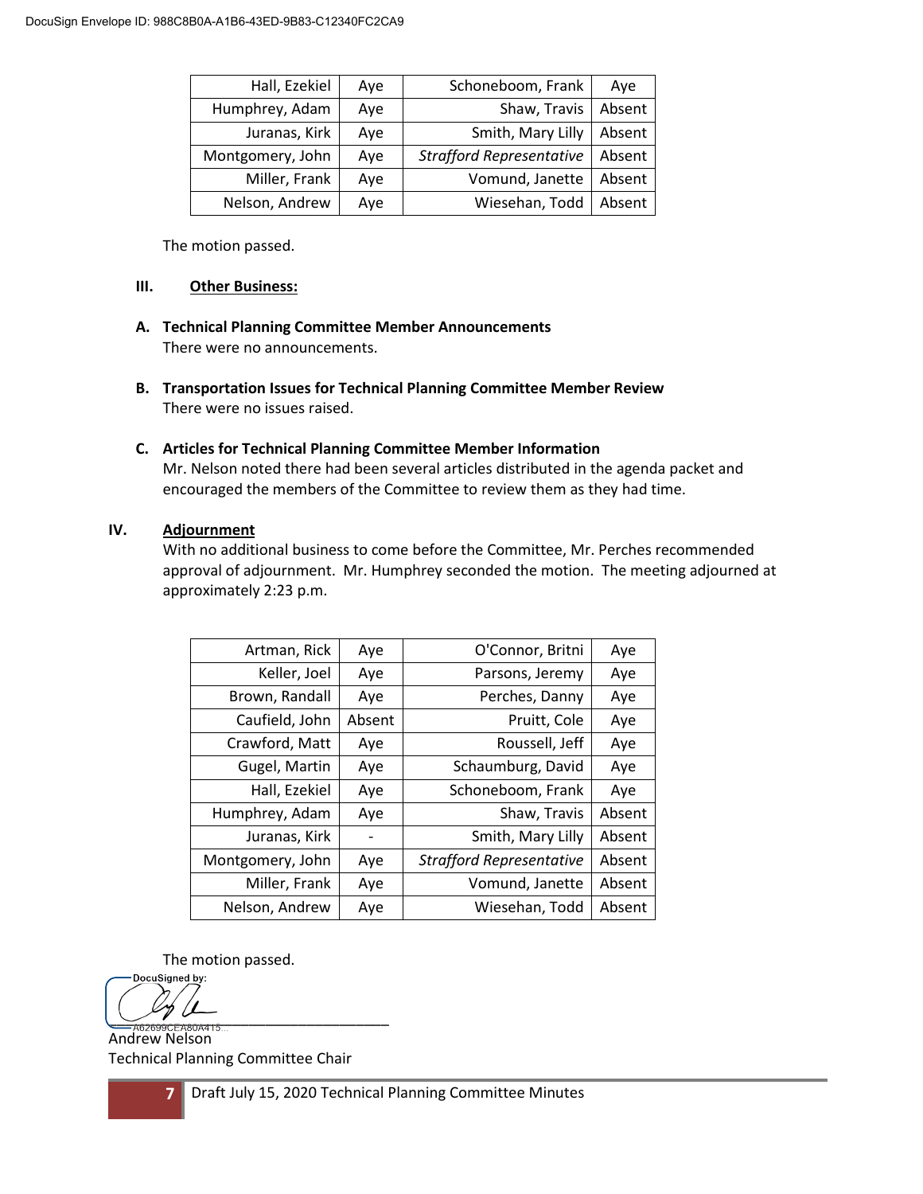| | | | |
|---|---|---|---|
| Hall, Ezekiel | Aye | Schoneboom, Frank | Aye |
| Humphrey, Adam | Aye | Shaw, Travis | Absent |
| Juranas, Kirk | Aye | Smith, Mary Lilly | Absent |
| Montgomery, John | Aye | *Strafford Representative* | Absent |
| Miller, Frank | Aye | Vomund, Janette | Absent |
| Nelson, Andrew | Aye | Wiesehan, Todd | Absent |

The motion passed.

## III. Other Business:

**A. Technical Planning Committee Member Announcements**
There were no announcements.

**B. Transportation Issues for Technical Planning Committee Member Review**
There were no issues raised.

**C. Articles for Technical Planning Committee Member Information**
Mr. Nelson noted there had been several articles distributed in the agenda packet and encouraged the members of the Committee to review them as they had time.

## IV. Adjournment

With no additional business to come before the Committee, Mr. Perches recommended approval of adjournment. Mr. Humphrey seconded the motion. The meeting adjourned at approximately 2:23 p.m.

| | | | |
|---|---|---|---|
| Artman, Rick | Aye | O'Connor, Britni | Aye |
| Keller, Joel | Aye | Parsons, Jeremy | Aye |
| Brown, Randall | Aye | Perches, Danny | Aye |
| Caufield, John | Absent | Pruitt, Cole | Aye |
| Crawford, Matt | Aye | Roussell, Jeff | Aye |
| Gugel, Martin | Aye | Schaumburg, David | Aye |
| Hall, Ezekiel | Aye | Schoneboom, Frank | Aye |
| Humphrey, Adam | Aye | Shaw, Travis | Absent |
| Juranas, Kirk | - | Smith, Mary Lilly | Absent |
| Montgomery, John | Aye | *Strafford Representative* | Absent |
| Miller, Frank | Aye | Vomund, Janette | Absent |
| Nelson, Andrew | Aye | Wiesehan, Todd | Absent |

The motion passed.

DocuSigned by:
A62699CEA80A415...

Andrew Nelson
Technical Planning Committee Chair